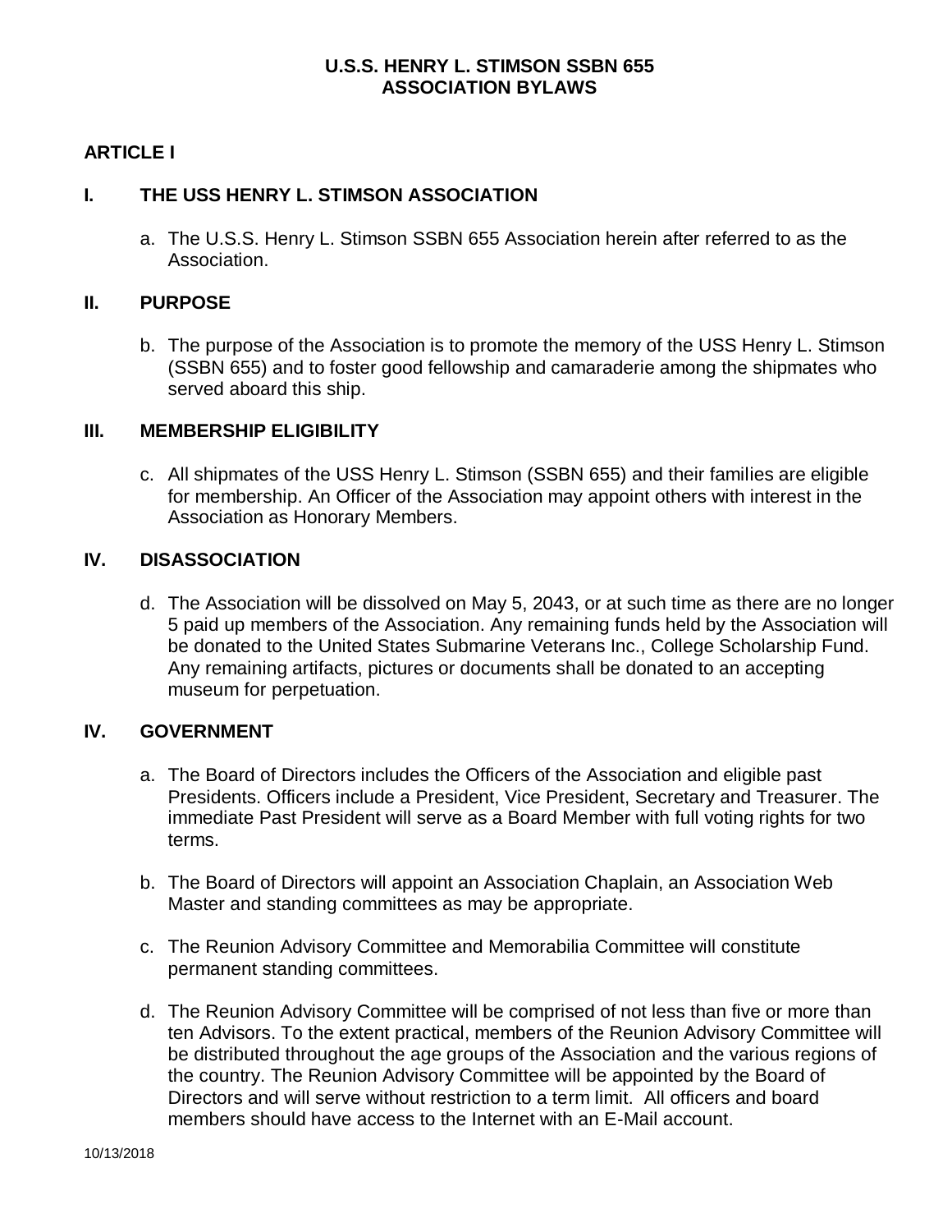# U.S.S. HENRY L. STIMSON SSBN 655
# ASSOCIATION BYLAWS

## ARTICLE I

### I. THE USS HENRY L. STIMSON ASSOCIATION

a. The U.S.S. Henry L. Stimson SSBN 655 Association herein after referred to as the Association.

### II. PURPOSE

b. The purpose of the Association is to promote the memory of the USS Henry L. Stimson (SSBN 655) and to foster good fellowship and camaraderie among the shipmates who served aboard this ship.

### III. MEMBERSHIP ELIGIBILITY

c. All shipmates of the USS Henry L. Stimson (SSBN 655) and their families are eligible for membership. An Officer of the Association may appoint others with interest in the Association as Honorary Members.

### IV. DISASSOCIATION

d. The Association will be dissolved on May 5, 2043, or at such time as there are no longer 5 paid up members of the Association. Any remaining funds held by the Association will be donated to the United States Submarine Veterans Inc., College Scholarship Fund. Any remaining artifacts, pictures or documents shall be donated to an accepting museum for perpetuation.

### IV. GOVERNMENT

a. The Board of Directors includes the Officers of the Association and eligible past Presidents. Officers include a President, Vice President, Secretary and Treasurer. The immediate Past President will serve as a Board Member with full voting rights for two terms.

b. The Board of Directors will appoint an Association Chaplain, an Association Web Master and standing committees as may be appropriate.

c. The Reunion Advisory Committee and Memorabilia Committee will constitute permanent standing committees.

d. The Reunion Advisory Committee will be comprised of not less than five or more than ten Advisors. To the extent practical, members of the Reunion Advisory Committee will be distributed throughout the age groups of the Association and the various regions of the country. The Reunion Advisory Committee will be appointed by the Board of Directors and will serve without restriction to a term limit. All officers and board members should have access to the Internet with an E-Mail account.

10/13/2018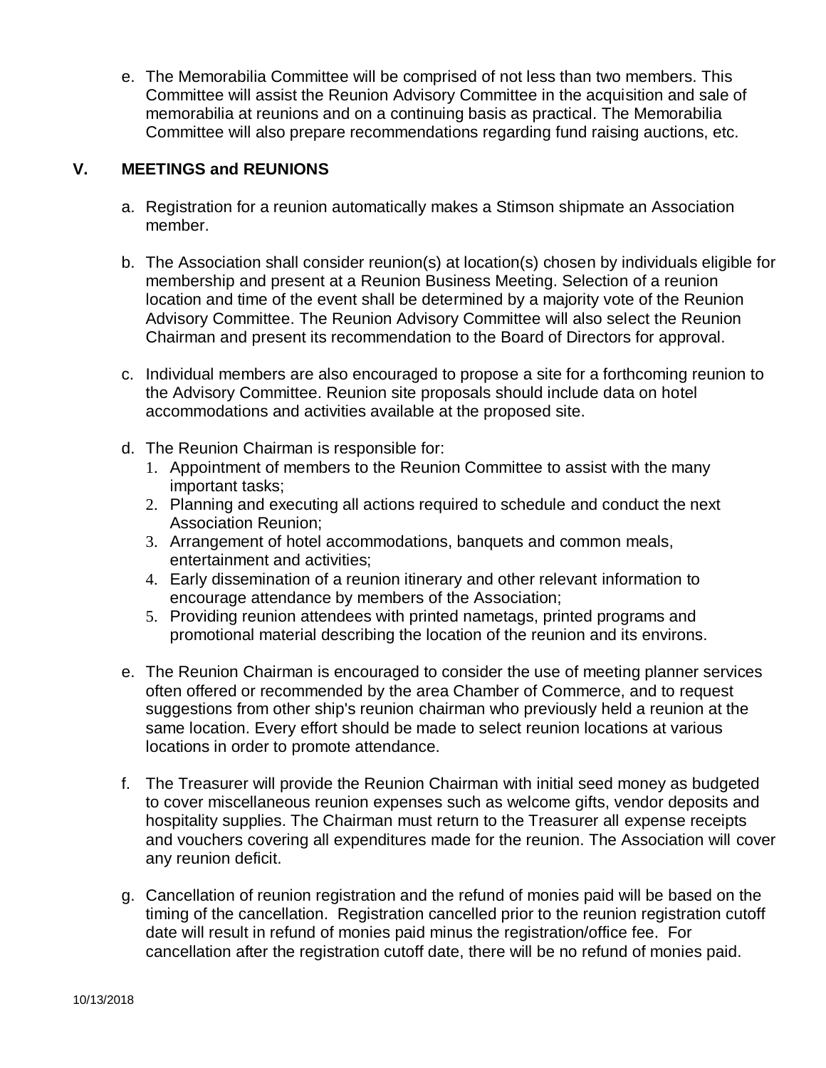e. The Memorabilia Committee will be comprised of not less than two members. This Committee will assist the Reunion Advisory Committee in the acquisition and sale of memorabilia at reunions and on a continuing basis as practical. The Memorabilia Committee will also prepare recommendations regarding fund raising auctions, etc.

## V. MEETINGS and REUNIONS

a. Registration for a reunion automatically makes a Stimson shipmate an Association member.

b. The Association shall consider reunion(s) at location(s) chosen by individuals eligible for membership and present at a Reunion Business Meeting. Selection of a reunion location and time of the event shall be determined by a majority vote of the Reunion Advisory Committee. The Reunion Advisory Committee will also select the Reunion Chairman and present its recommendation to the Board of Directors for approval.

c. Individual members are also encouraged to propose a site for a forthcoming reunion to the Advisory Committee. Reunion site proposals should include data on hotel accommodations and activities available at the proposed site.

d. The Reunion Chairman is responsible for:
   1. Appointment of members to the Reunion Committee to assist with the many important tasks;
   2. Planning and executing all actions required to schedule and conduct the next Association Reunion;
   3. Arrangement of hotel accommodations, banquets and common meals, entertainment and activities;
   4. Early dissemination of a reunion itinerary and other relevant information to encourage attendance by members of the Association;
   5. Providing reunion attendees with printed nametags, printed programs and promotional material describing the location of the reunion and its environs.

e. The Reunion Chairman is encouraged to consider the use of meeting planner services often offered or recommended by the area Chamber of Commerce, and to request suggestions from other ship's reunion chairman who previously held a reunion at the same location. Every effort should be made to select reunion locations at various locations in order to promote attendance.

f. The Treasurer will provide the Reunion Chairman with initial seed money as budgeted to cover miscellaneous reunion expenses such as welcome gifts, vendor deposits and hospitality supplies. The Chairman must return to the Treasurer all expense receipts and vouchers covering all expenditures made for the reunion. The Association will cover any reunion deficit.

g. Cancellation of reunion registration and the refund of monies paid will be based on the timing of the cancellation. Registration cancelled prior to the reunion registration cutoff date will result in refund of monies paid minus the registration/office fee. For cancellation after the registration cutoff date, there will be no refund of monies paid.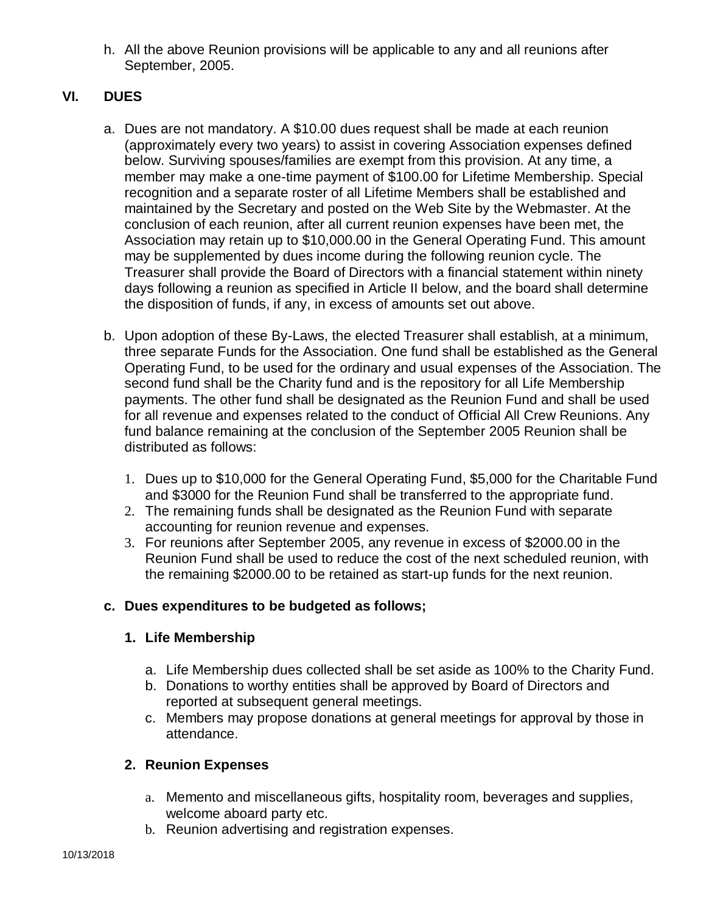h. All the above Reunion provisions will be applicable to any and all reunions after September, 2005.

## VI. DUES

a. Dues are not mandatory. A $10.00 dues request shall be made at each reunion (approximately every two years) to assist in covering Association expenses defined below. Surviving spouses/families are exempt from this provision. At any time, a member may make a one-time payment of $100.00 for Lifetime Membership. Special recognition and a separate roster of all Lifetime Members shall be established and maintained by the Secretary and posted on the Web Site by the Webmaster. At the conclusion of each reunion, after all current reunion expenses have been met, the Association may retain up to $10,000.00 in the General Operating Fund. This amount may be supplemented by dues income during the following reunion cycle. The Treasurer shall provide the Board of Directors with a financial statement within ninety days following a reunion as specified in Article II below, and the board shall determine the disposition of funds, if any, in excess of amounts set out above.

b. Upon adoption of these By-Laws, the elected Treasurer shall establish, at a minimum, three separate Funds for the Association. One fund shall be established as the General Operating Fund, to be used for the ordinary and usual expenses of the Association. The second fund shall be the Charity fund and is the repository for all Life Membership payments. The other fund shall be designated as the Reunion Fund and shall be used for all revenue and expenses related to the conduct of Official All Crew Reunions. Any fund balance remaining at the conclusion of the September 2005 Reunion shall be distributed as follows:

   1. Dues up to $10,000 for the General Operating Fund, $5,000 for the Charitable Fund and $3000 for the Reunion Fund shall be transferred to the appropriate fund.
   2. The remaining funds shall be designated as the Reunion Fund with separate accounting for reunion revenue and expenses.
   3. For reunions after September 2005, any revenue in excess of $2000.00 in the Reunion Fund shall be used to reduce the cost of the next scheduled reunion, with the remaining $2000.00 to be retained as start-up funds for the next reunion.

**c. Dues expenditures to be budgeted as follows;**

**1. Life Membership**

   a. Life Membership dues collected shall be set aside as 100% to the Charity Fund.
   b. Donations to worthy entities shall be approved by Board of Directors and reported at subsequent general meetings.
   c. Members may propose donations at general meetings for approval by those in attendance.

**2. Reunion Expenses**

   a. Memento and miscellaneous gifts, hospitality room, beverages and supplies, welcome aboard party etc.
   b. Reunion advertising and registration expenses.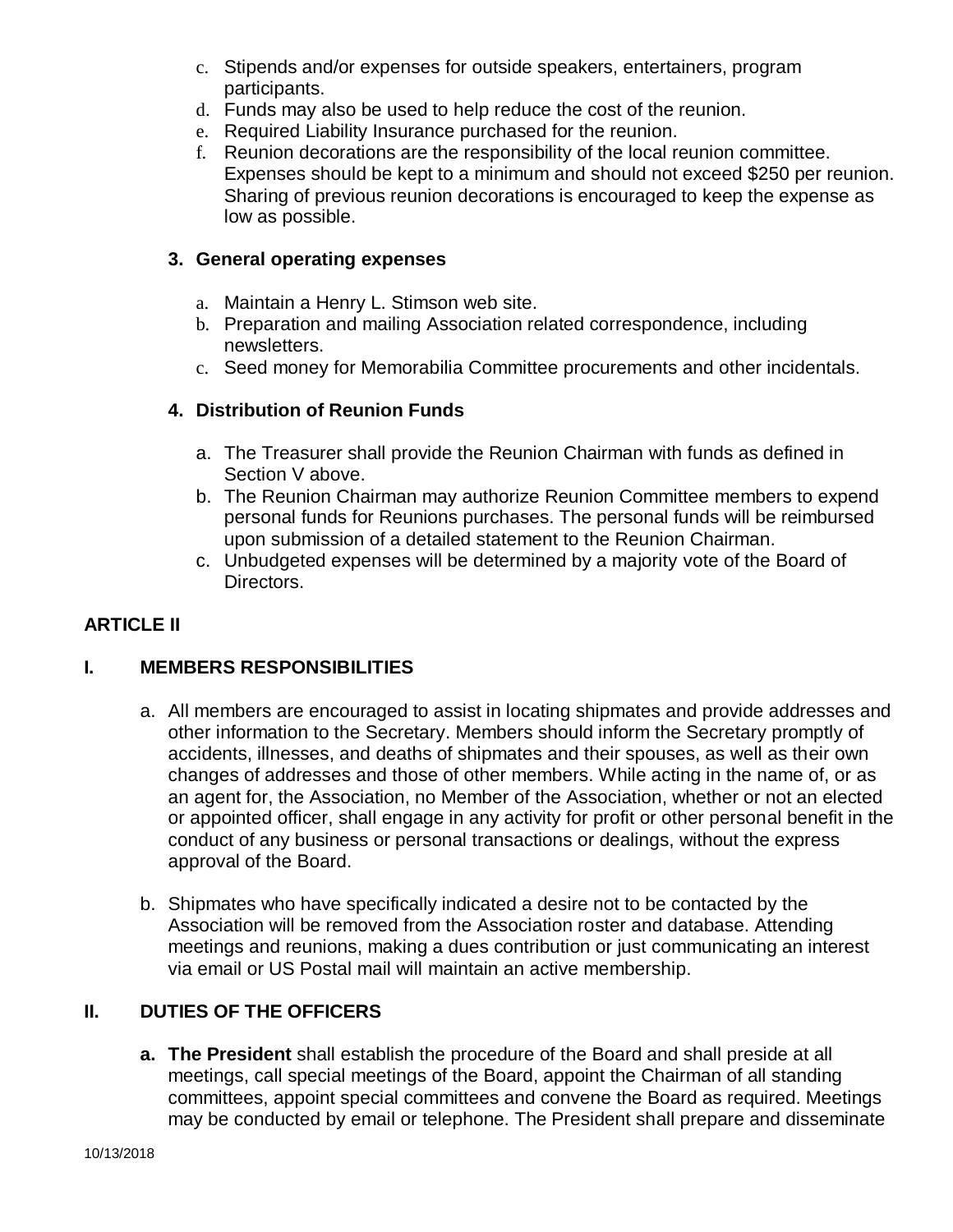c. Stipends and/or expenses for outside speakers, entertainers, program participants.
d. Funds may also be used to help reduce the cost of the reunion.
e. Required Liability Insurance purchased for the reunion.
f. Reunion decorations are the responsibility of the local reunion committee. Expenses should be kept to a minimum and should not exceed $250 per reunion. Sharing of previous reunion decorations is encouraged to keep the expense as low as possible.

**3. General operating expenses**

a. Maintain a Henry L. Stimson web site.
b. Preparation and mailing Association related correspondence, including newsletters.
c. Seed money for Memorabilia Committee procurements and other incidentals.

**4. Distribution of Reunion Funds**

a. The Treasurer shall provide the Reunion Chairman with funds as defined in Section V above.
b. The Reunion Chairman may authorize Reunion Committee members to expend personal funds for Reunions purchases. The personal funds will be reimbursed upon submission of a detailed statement to the Reunion Chairman.
c. Unbudgeted expenses will be determined by a majority vote of the Board of Directors.

## ARTICLE II

### I. MEMBERS RESPONSIBILITIES

a. All members are encouraged to assist in locating shipmates and provide addresses and other information to the Secretary. Members should inform the Secretary promptly of accidents, illnesses, and deaths of shipmates and their spouses, as well as their own changes of addresses and those of other members. While acting in the name of, or as an agent for, the Association, no Member of the Association, whether or not an elected or appointed officer, shall engage in any activity for profit or other personal benefit in the conduct of any business or personal transactions or dealings, without the express approval of the Board.

b. Shipmates who have specifically indicated a desire not to be contacted by the Association will be removed from the Association roster and database. Attending meetings and reunions, making a dues contribution or just communicating an interest via email or US Postal mail will maintain an active membership.

### II. DUTIES OF THE OFFICERS

**a. The President** shall establish the procedure of the Board and shall preside at all meetings, call special meetings of the Board, appoint the Chairman of all standing committees, appoint special committees and convene the Board as required. Meetings may be conducted by email or telephone. The President shall prepare and disseminate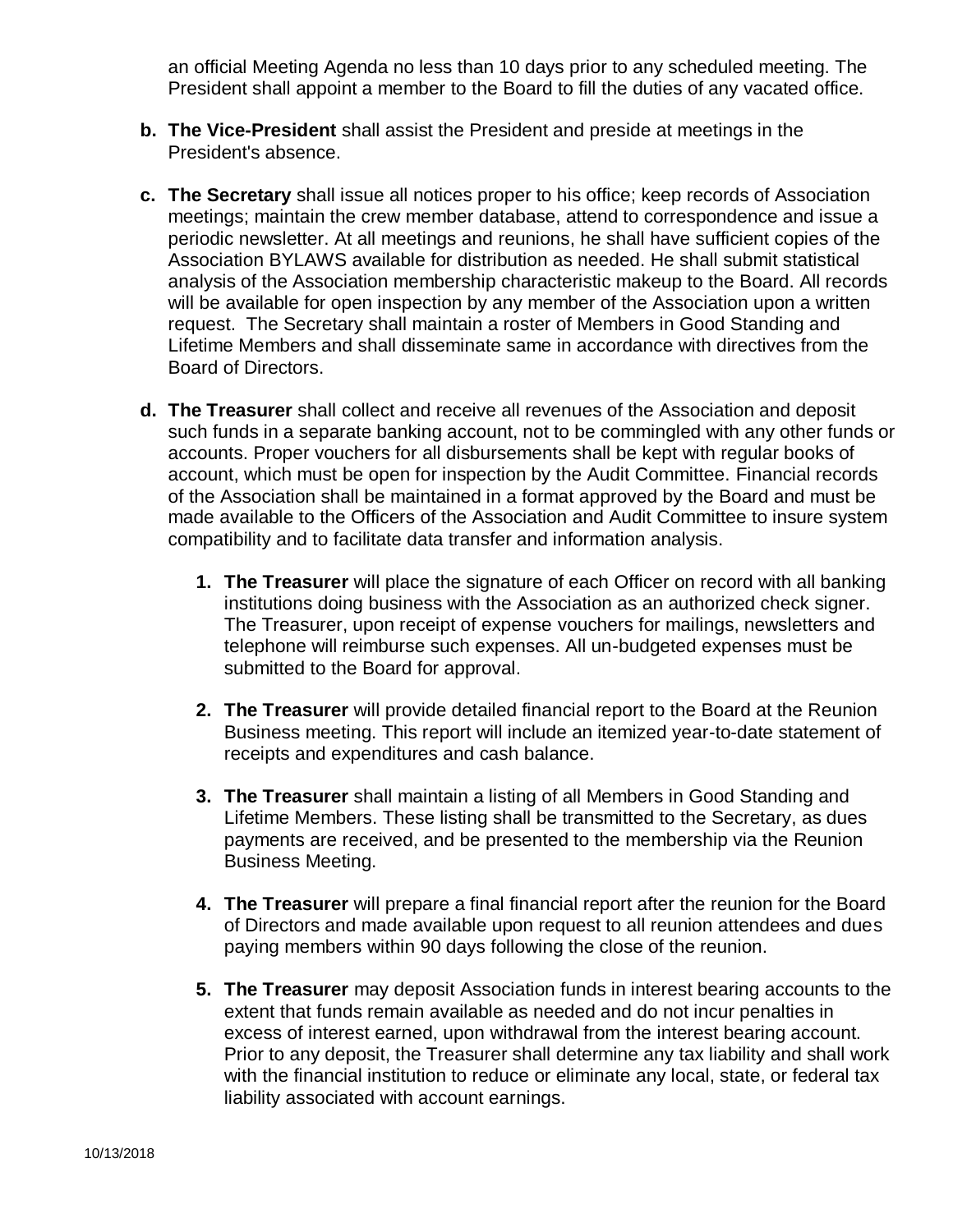an official Meeting Agenda no less than 10 days prior to any scheduled meeting. The President shall appoint a member to the Board to fill the duties of any vacated office.

**b. The Vice-President** shall assist the President and preside at meetings in the President's absence.

**c. The Secretary** shall issue all notices proper to his office; keep records of Association meetings; maintain the crew member database, attend to correspondence and issue a periodic newsletter. At all meetings and reunions, he shall have sufficient copies of the Association BYLAWS available for distribution as needed. He shall submit statistical analysis of the Association membership characteristic makeup to the Board. All records will be available for open inspection by any member of the Association upon a written request. The Secretary shall maintain a roster of Members in Good Standing and Lifetime Members and shall disseminate same in accordance with directives from the Board of Directors.

**d. The Treasurer** shall collect and receive all revenues of the Association and deposit such funds in a separate banking account, not to be commingled with any other funds or accounts. Proper vouchers for all disbursements shall be kept with regular books of account, which must be open for inspection by the Audit Committee. Financial records of the Association shall be maintained in a format approved by the Board and must be made available to the Officers of the Association and Audit Committee to insure system compatibility and to facilitate data transfer and information analysis.

1. **The Treasurer** will place the signature of each Officer on record with all banking institutions doing business with the Association as an authorized check signer. The Treasurer, upon receipt of expense vouchers for mailings, newsletters and telephone will reimburse such expenses. All un-budgeted expenses must be submitted to the Board for approval.

2. **The Treasurer** will provide detailed financial report to the Board at the Reunion Business meeting. This report will include an itemized year-to-date statement of receipts and expenditures and cash balance.

3. **The Treasurer** shall maintain a listing of all Members in Good Standing and Lifetime Members. These listing shall be transmitted to the Secretary, as dues payments are received, and be presented to the membership via the Reunion Business Meeting.

4. **The Treasurer** will prepare a final financial report after the reunion for the Board of Directors and made available upon request to all reunion attendees and dues paying members within 90 days following the close of the reunion.

5. **The Treasurer** may deposit Association funds in interest bearing accounts to the extent that funds remain available as needed and do not incur penalties in excess of interest earned, upon withdrawal from the interest bearing account. Prior to any deposit, the Treasurer shall determine any tax liability and shall work with the financial institution to reduce or eliminate any local, state, or federal tax liability associated with account earnings.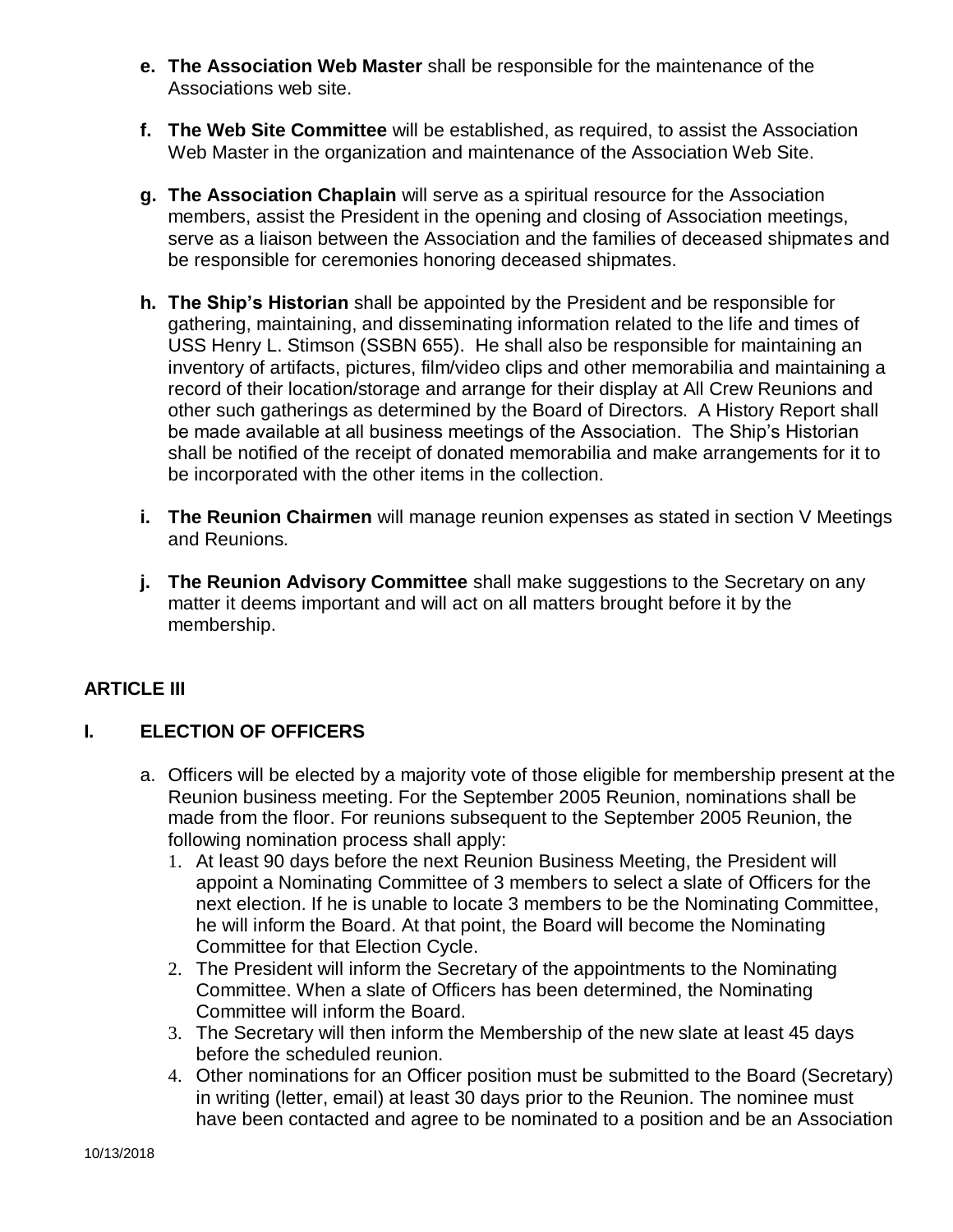- **e. The Association Web Master** shall be responsible for the maintenance of the Associations web site.

- **f. The Web Site Committee** will be established, as required, to assist the Association Web Master in the organization and maintenance of the Association Web Site.

- **g. The Association Chaplain** will serve as a spiritual resource for the Association members, assist the President in the opening and closing of Association meetings, serve as a liaison between the Association and the families of deceased shipmates and be responsible for ceremonies honoring deceased shipmates.

- **h. The Ship's Historian** shall be appointed by the President and be responsible for gathering, maintaining, and disseminating information related to the life and times of USS Henry L. Stimson (SSBN 655). He shall also be responsible for maintaining an inventory of artifacts, pictures, film/video clips and other memorabilia and maintaining a record of their location/storage and arrange for their display at All Crew Reunions and other such gatherings as determined by the Board of Directors. A History Report shall be made available at all business meetings of the Association. The Ship's Historian shall be notified of the receipt of donated memorabilia and make arrangements for it to be incorporated with the other items in the collection.

- **i. The Reunion Chairmen** will manage reunion expenses as stated in section V Meetings and Reunions.

- **j. The Reunion Advisory Committee** shall make suggestions to the Secretary on any matter it deems important and will act on all matters brought before it by the membership.

## ARTICLE III

### I. ELECTION OF OFFICERS

a. Officers will be elected by a majority vote of those eligible for membership present at the Reunion business meeting. For the September 2005 Reunion, nominations shall be made from the floor. For reunions subsequent to the September 2005 Reunion, the following nomination process shall apply:

1. At least 90 days before the next Reunion Business Meeting, the President will appoint a Nominating Committee of 3 members to select a slate of Officers for the next election. If he is unable to locate 3 members to be the Nominating Committee, he will inform the Board. At that point, the Board will become the Nominating Committee for that Election Cycle.
2. The President will inform the Secretary of the appointments to the Nominating Committee. When a slate of Officers has been determined, the Nominating Committee will inform the Board.
3. The Secretary will then inform the Membership of the new slate at least 45 days before the scheduled reunion.
4. Other nominations for an Officer position must be submitted to the Board (Secretary) in writing (letter, email) at least 30 days prior to the Reunion. The nominee must have been contacted and agree to be nominated to a position and be an Association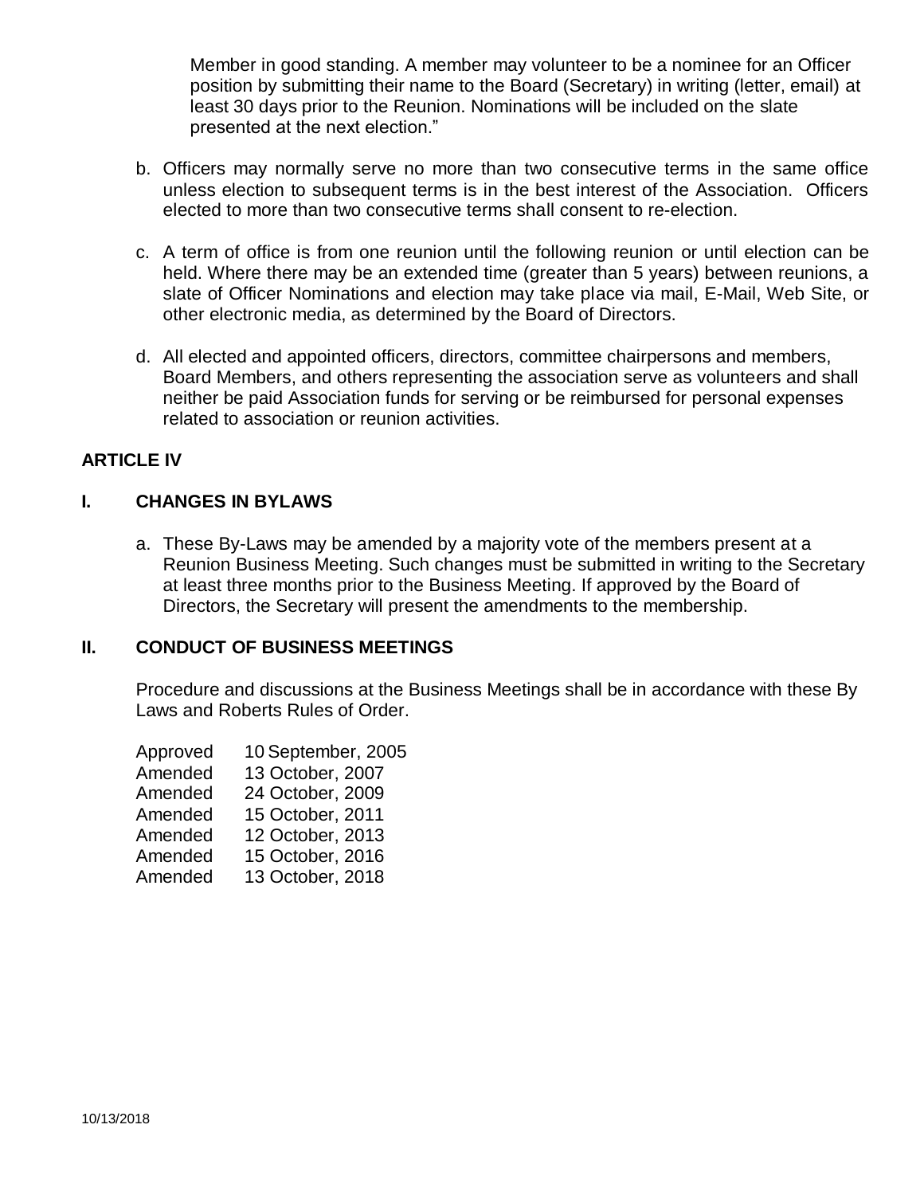Member in good standing. A member may volunteer to be a nominee for an Officer position by submitting their name to the Board (Secretary) in writing (letter, email) at least 30 days prior to the Reunion. Nominations will be included on the slate presented at the next election."

b. Officers may normally serve no more than two consecutive terms in the same office unless election to subsequent terms is in the best interest of the Association. Officers elected to more than two consecutive terms shall consent to re-election.

c. A term of office is from one reunion until the following reunion or until election can be held. Where there may be an extended time (greater than 5 years) between reunions, a slate of Officer Nominations and election may take place via mail, E-Mail, Web Site, or other electronic media, as determined by the Board of Directors.

d. All elected and appointed officers, directors, committee chairpersons and members, Board Members, and others representing the association serve as volunteers and shall neither be paid Association funds for serving or be reimbursed for personal expenses related to association or reunion activities.

## ARTICLE IV

### I. CHANGES IN BYLAWS

a. These By-Laws may be amended by a majority vote of the members present at a Reunion Business Meeting. Such changes must be submitted in writing to the Secretary at least three months prior to the Business Meeting. If approved by the Board of Directors, the Secretary will present the amendments to the membership.

### II. CONDUCT OF BUSINESS MEETINGS

Procedure and discussions at the Business Meetings shall be in accordance with these By Laws and Roberts Rules of Order.

| | |
|---|---|
| Approved | 10 September, 2005 |
| Amended | 13 October, 2007 |
| Amended | 24 October, 2009 |
| Amended | 15 October, 2011 |
| Amended | 12 October, 2013 |
| Amended | 15 October, 2016 |
| Amended | 13 October, 2018 |